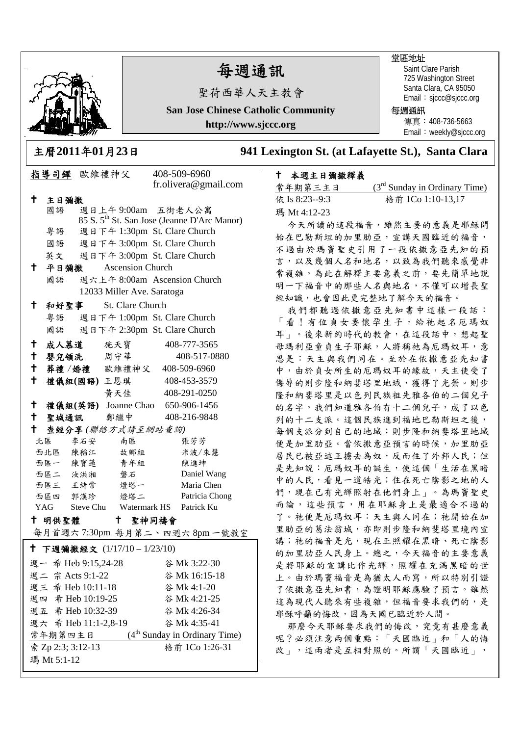# 每週通訊

聖荷西華人天主教會

**San Jose Chinese Catholic Community**

**http://www.sjccc.org**

堂區地址
Saint Clare Parish
725 Washington Street
Santa Clara, CA 95050
Email：sjccc@sjccc.org

每週通訊
傳真：408-736-5663
Email：weekly@sjccc.org

**主曆2011年01月23日** **941 Lexington St. (at Lafayette St.), Santa Clara**

**指導司鐸** 歐維禮神父 408-509-6960 fr.olivera@gmail.com

**✝ 主日彌撒**

- 國語 週日上午 9:00am 五街老人公寓 85 S. 5th St. San Jose (Jeanne D'Arc Manor)
- 粵語 週日下午 1:30pm St. Clare Church
- 國語 週日下午 3:00pm St. Clare Church
- 英文 週日下午 3:00pm St. Clare Church

**✝ 平日彌撒** Ascension Church

- 國語 週六上午 8:00am Ascension Church 12033 Miller Ave. Saratoga

**✝ 和好聖事** St. Clare Church

- 粵語 週日下午 1:00pm St. Clare Church
- 國語 週日下午 2:30pm St. Clare Church

**✝ 成人慕道** 施天寶 408-777-3565

**✝ 嬰兒領洗** 周守華 408-517-0880

**✝ 葬禮 /婚禮** 歐維禮神父 408-509-6960

**✝ 禮儀組(國語)** 王恩琪 408-453-3579；黃天佳 408-291-0250

**✝ 禮儀組(英語)** Joanne Chao 650-906-1456

**✝ 聖城通訊** 鄭繼中 408-216-9848

**✝ 查經分享** *(聯絡方式請至網站查詢)*

| | | | |
|---|---|---|---|
| 北區 | 李石安 | 南區 | 張芳芳 |
| 西北區 | 陳稻江 | 故鄉組 | 米波/朱慧 |
| 西區一 | 陳寶蓮 | 青年組 | 陳進坤 |
| 西區二 | 汝洪湘 | 磐石 | Daniel Wang |
| 西區三 | 王緒常 | 燈塔一 | Maria Chen |
| 西區四 | 郭漢珍 | 燈塔二 | Patricia Chong |
| YAG | Steve Chu | Watermark HS | Patrick Ku |

**✝ 明供聖體** **✝ 聖神同禱會**

每月首週六 7:30pm 每月第二、四週六 8pm 一號教室

**✝ 下週彌撒經文** (1/17/10 – 1/23/10)

| | |
|---|---|
| 週一 希 Heb 9:15,24-28 | 谷 Mk 3:22-30 |
| 週二 宗 Acts 9:1-22 | 谷 Mk 16:15-18 |
| 週三 希 Heb 10:11-18 | 谷 Mk 4:1-20 |
| 週四 希 Heb 10:19-25 | 谷 Mk 4:21-25 |
| 週五 希 Heb 10:32-39 | 谷 Mk 4:26-34 |
| 週六 希 Heb 11:1-2,8-19 | 谷 Mk 4:35-41 |
| 常年期第四主日 | (4th Sunday in Ordinary Time) |
| 索 Zp 2:3; 3:12-13 | 格前 1Co 1:26-31 |
| 瑪 Mt 5:1-12 | |

**✝ 本週主日彌撒釋義**

常年期第三主日 (3rd Sunday in Ordinary Time)

依 Is 8:23--9:3 格前 1Co 1:10-13,17

瑪 Mt 4:12-23

今天所讀的這段福音，雖然主要的意義是耶穌開始在巴勒斯坦的加里肋亞，宣講天國臨近的福音，不過由於瑪竇聖史引用了一段依撒意亞先知的預言，以及幾個人名和地名，以致為我們聽來感覺非常複雜。為此在解釋主要意義之前，要先簡單地說明一下福音中的那些人名與地名，不僅可以增長聖經知識，也會因此更完整地了解今天的福音。

我們都聽過依撒意亞先知書中這樣一段話：「看！有位貞女要懷孕生子，給祂起名厄瑪奴耳」。後來新約時代的教會，在這段話中，想起聖母瑪利亞童貞生子耶穌，人將稱祂為厄瑪奴耳，意思是：天主與我們同在。至於在依撒意亞先知書中，由於貞女所生的厄瑪奴耳的緣故，天主使受了侮辱的則步隆和納斐塔里地域，獲得了光榮。則步隆和納斐塔里是以色列民族祖先雅各伯的二個兒子的名字。我們知道雅各伯有十二個兒子，成了以色列的十二支派。這個民族進到福地巴勒斯坦之後，每個支派分到自己的地域；則步隆和納斐塔里地域便是加里肋亞。當依撒意亞預言的時候，加里肋亞居民已被亞述王擄去為奴，反而住了外邦人民；但是先知說：厄瑪奴耳的誕生，使這個「生活在黑暗中的人民，看見一道皓光；住在死亡陰影之地的人們，現在已有光輝照射在他們身上」。為瑪竇聖史而論，這些預言，用在耶穌身上是最適合不過的了。祂便是厄瑪奴耳：天主與人同在；祂開始在加里肋亞的葛法翁城，亦即則步隆和納斐塔里境內宣講；祂的福音是光，現在正照耀在黑暗、死亡陰影的加里肋亞人民身上。總之，今天福音的主要意義是將耶穌的宣講比作光輝，照耀在充滿黑暗的世上。由於瑪竇福音是為猶太人而寫，所以特別引證了依撒意亞先知書，為證明耶穌應驗了預言。雖然這為現代人聽來有些複雜，但福音要求我們的，是耶穌呼籲的悔改，因為天國已臨近於人間。

那麼今天耶穌要求我們的悔改，究竟有甚麼意義呢？必須注意兩個重點：「天國臨近」和「人的悔改」，這兩者是互相對照的。所謂「天國臨近」，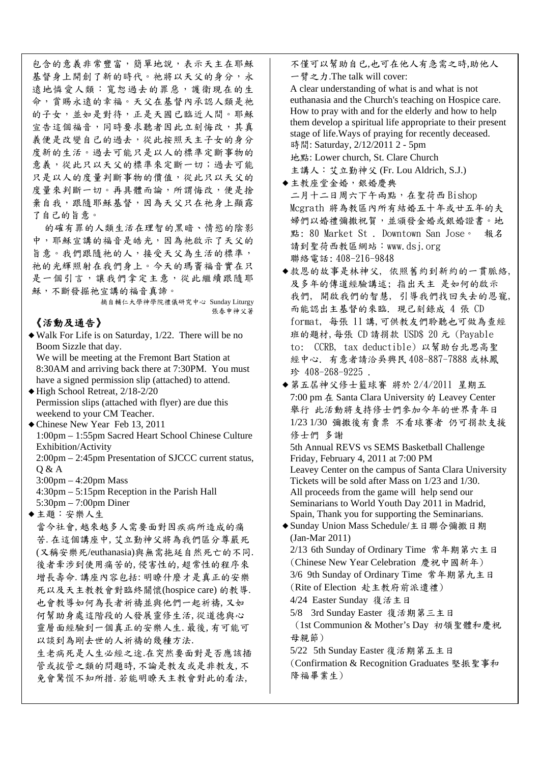包含的意義非常豐富，簡單地說，表示天主在耶穌基督身上開創了新的時代。祂將以天父的身分，永遠地憐愛人類：寬恕過去的罪惡，護衛現在的生命，賞賜永遠的幸福。天父在基督內承認人類是祂的子女，並如是對待，正是天國已臨近人間。耶穌宣告這個福音，同時要求聽者因此立刻悔改，其真義便是改變自己的過去，從此按照天主子女的身分度新的生活。過去可能只是以人的標準定斷事物的意義，從此只以天父的標準來定斷一切；過去可能只是以人的度量判斷事物的價值，從此只以天父的度量來判斷一切。再具體而論，所謂悔改，便是捨棄自我，跟隨耶穌基督，因為天父只在祂身上顯露了自己的旨意。

的確有罪的人類生活在理智的黑暗、情慾的陰影中，耶穌宣講的福音是皓光，因為祂啟示了天父的旨意。我們跟隨祂的人，接受天父為生活的標準，祂的光輝照射在我們身上。今天的瑪竇福音實在只是一個引言，讓我們拿定主意，從此繼續跟隨耶穌，不斷發掘祂宣講的福音真諦。

摘自輔仁大學神學院禮儀研究中心 Sunday Liturgy
張春申神父著

## 《活動及通告》

- Walk For Life is on Saturday, 1/22. There will be no Boom Sizzle that day.
  We will be meeting at the Fremont Bart Station at 8:30AM and arriving back there at 7:30PM. You must have a signed permission slip (attached) to attend.
- High School Retreat, 2/18-2/20
  Permission slips (attached with flyer) are due this weekend to your CM Teacher.
- Chinese New Year Feb 13, 2011
  1:00pm – 1:55pm Sacred Heart School Chinese Culture Exhibition/Activity
  2:00pm – 2:45pm Presentation of SJCCC current status, Q & A
  3:00pm – 4:20pm Mass
  4:30pm – 5:15pm Reception in the Parish Hall
  5:30pm – 7:00pm Diner
- 主題：安樂人生
  當今社會,越來越多人需要面對因疾病所造成的痛苦.在這個講座中,艾立勤神父將為我們區分尊嚴死(又稱安樂死/euthanasia)與無需拖延自然死亡的不同.後者牽涉到使用痛苦的,侵害性的,超常性的程序來增長壽命.講座內容包括:明瞭什麼才是真正的安樂死以及天主教教會對臨終關懷(hospice care)的教導.也會教導如何為長者祈禱並與他們一起祈禱,又如何幫助身處這階段的人發展靈修生活,從道德與心靈層面經驗到一個真正的安樂人生.最後,有可能可以談到為剛去世的人祈禱的幾種方法.
  生老病死是人生必經之途.在突然要面對是否應該插管或拔管之類的問題時,不論是教友或是非教友,不免會驚慌不知所措.若能明瞭天主教會對此的看法,不僅可以幫助自己,也可在他人有急需之時,助他人一臂之力.The talk will cover:
  A clear understanding of what is and what is not euthanasia and the Church's teaching on Hospice care. How to pray with and for the elderly and how to help them develop a spiritual life appropriate to their present stage of life.Ways of praying for recently deceased.
  時間: Saturday, 2/12/2011 2 - 5pm
  地點: Lower church, St. Clare Church
  主講人：艾立勤神父 (Fr. Lou Aldrich, S.J.)
- 主教座堂金婚，銀婚慶典
  二月十二日周六下午兩點，在聖荷西 Bishop Mcgrath 將為教區內所有結婚五十年或廿五年的夫婦們以婚禮彌撒祝賀，並頒發金婚或銀婚證書。地點: 80 Market St . Downtown San Jose。 報名請到聖荷西教區網站：www.dsj.org
  聯絡電話: 408-216-9848
- 救恩的故事是林神父, 依照舊約到新約的一貫脈絡, 及多年的傳道經驗講述; 指出天主 是如何的啟示我們, 開啟我們的智慧, 引導我們找回失去的恩寵, 而能認出主基督的來臨. 現已刻錄成 4 張 CD format, 每張 11 講,可供教友們聆聽也可做為查經班的題材,每張 CD 請捐款 USD$ 20 元 (Payable to: CCRB, tax deductible) 以幫助台北思高聖經中心. 有意者請洽吳興民 408-887-7888 或林鳳珍 408-268-9225 .
- 第五屆神父修士籃球賽 將於 2/4/2011 星期五 7:00 pm 在 Santa Clara University 的 Leavey Center 舉行 此活動將支持修士們參加今年的世界青年日 1/23 1/30 彌撒後有賣票 不看球賽者 仍可捐款支援修士們 多謝
  5th Annual REVS vs SEMS Basketball Challenge
  Friday, February 4, 2011 at 7:00 PM
  Leavey Center on the campus of Santa Clara University
  Tickets will be sold after Mass on 1/23 and 1/30.
  All proceeds from the game will help send our Seminarians to World Youth Day 2011 in Madrid, Spain, Thank you for supporting the Seminarians.
- Sunday Union Mass Schedule/主日聯合彌撒日期 (Jan-Mar 2011)
  2/13 6th Sunday of Ordinary Time 常年期第六主日
  (Chinese New Year Celebration 慶祝中國新年)
  3/6 9th Sunday of Ordinary Time 常年期第九主日
  (Rite of Election 赴主教府前派遣禮)
  4/24 Easter Sunday 復活主日
  5/8 3rd Sunday Easter 復活期第三主日
  (1st Communion & Mother's Day 初領聖體和慶祝母親節)
  5/22 5th Sunday Easter 復活期第五主日
  (Confirmation & Recognition Graduates 堅振聖事和降福畢業生)